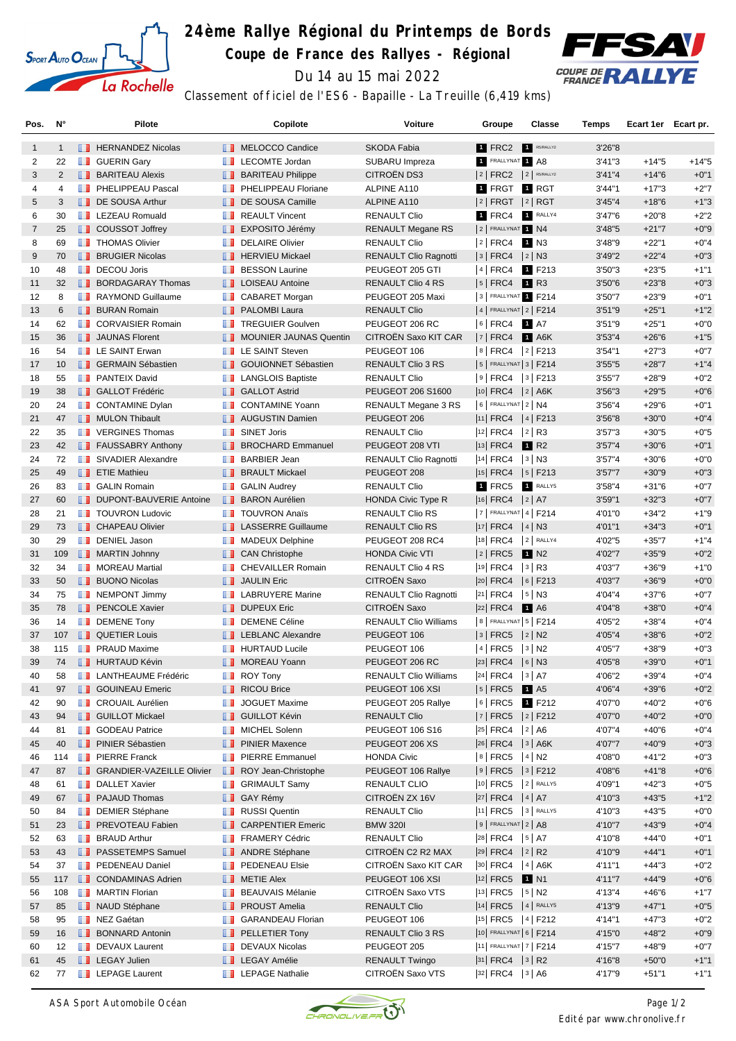# 24ème Rallye Régional du Printemps de Bords

## Coupe de France des Rallyes - Régional

Du 14 au 15 mai 2022

Classement officiel de l'ES6 - Bapaille - La Treuille (6,419 kms)

| Pos. | N° | Pilote | Copilote | Voiture | Groupe | Classe | Temps | Ecart 1er | Ecart pr. |
|---|---|---|---|---|---|---|---|---|---|
| 1 | 1 | HERNANDEZ Nicolas | MELOCCO Candice | SKODA Fabia | 1 FRC2 | 1 R5/RALLY2 | 3'26"8 | | |
| 2 | 22 | GUERIN Gary | LECOMTE Jordan | SUBARU Impreza | 1 FRALLYNAT | 1 A8 | 3'41"3 | +14"5 | +14"5 |
| 3 | 2 | BARITEAU Alexis | BARITEAU Philippe | CITROËN DS3 | 2 FRC2 | 2 R5/RALLY2 | 3'41"4 | +14"6 | +0"1 |
| 4 | 4 | PHELIPPEAU Pascal | PHELIPPEAU Floriane | ALPINE A110 | 1 FRGT | 1 RGT | 3'44"1 | +17"3 | +2"7 |
| 5 | 3 | DE SOUSA Arthur | DE SOUSA Camille | ALPINE A110 | 2 FRGT | 2 RGT | 3'45"4 | +18"6 | +1"3 |
| 6 | 30 | LEZEAU Romuald | REAULT Vincent | RENAULT Clio | 1 FRC4 | 1 RALLY4 | 3'47"6 | +20"8 | +2"2 |
| 7 | 25 | COUSSOT Joffrey | EXPOSITO Jérémy | RENAULT Megane RS | 2 FRALLYNAT | 1 N4 | 3'48"5 | +21"7 | +0"9 |
| 8 | 69 | THOMAS Olivier | DELAIRE Olivier | RENAULT Clio | 2 FRC4 | 1 N3 | 3'48"9 | +22"1 | +0"4 |
| 9 | 70 | BRUGIER Nicolas | HERVIEU Mickael | RENAULT Clio Ragnotti | 3 FRC4 | 2 N3 | 3'49"2 | +22"4 | +0"3 |
| 10 | 48 | DECOU Joris | BESSON Laurine | PEUGEOT 205 GTI | 4 FRC4 | 1 F213 | 3'50"3 | +23"5 | +1"1 |
| 11 | 32 | BORDAGARAY Thomas | LOISEAU Antoine | RENAULT Clio 4 RS | 5 FRC4 | 1 R3 | 3'50"6 | +23"8 | +0"3 |
| 12 | 8 | RAYMOND Guillaume | CABARET Morgan | PEUGEOT 205 Maxi | 3 FRALLYNAT | 1 F214 | 3'50"7 | +23"9 | +0"1 |
| 13 | 6 | BURAN Romain | PALOMBI Laura | RENAULT Clio | 4 FRALLYNAT | 2 F214 | 3'51"9 | +25"1 | +1"2 |
| 14 | 62 | CORVAISIER Romain | TREGUIER Goulven | PEUGEOT 206 RC | 6 FRC4 | 1 A7 | 3'51"9 | +25"1 | +0"0 |
| 15 | 36 | JAUNAS Florent | MOUNIER JAUNAS Quentin | CITROËN Saxo KIT CAR | 7 FRC4 | 1 A6K | 3'53"4 | +26"6 | +1"5 |
| 16 | 54 | LE SAINT Erwan | LE SAINT Steven | PEUGEOT 106 | 8 FRC4 | 2 F213 | 3'54"1 | +27"3 | +0"7 |
| 17 | 10 | GERMAIN Sébastien | GOUIONNET Sébastien | RENAULT Clio 3 RS | 5 FRALLYNAT | 3 F214 | 3'55"5 | +28"7 | +1"4 |
| 18 | 55 | PANTEIX David | LANGLOIS Baptiste | RENAULT Clio | 9 FRC4 | 3 F213 | 3'55"7 | +28"9 | +0"2 |
| 19 | 38 | GALLOT Frédéric | GALLOT Astrid | PEUGEOT 206 S1600 | 10 FRC4 | 2 A6K | 3'56"3 | +29"5 | +0"6 |
| 20 | 24 | CONTAMINE Dylan | CONTAMINE Yoann | RENAULT Megane 3 RS | 6 FRALLYNAT | 2 N4 | 3'56"4 | +29"6 | +0"1 |
| 21 | 47 | MULON Thibault | AUGUSTIN Damien | PEUGEOT 206 | 11 FRC4 | 4 F213 | 3'56"8 | +30"0 | +0"4 |
| 22 | 35 | VERGINES Thomas | SINET Joris | RENAULT Clio | 12 FRC4 | 2 R3 | 3'57"3 | +30"5 | +0"5 |
| 23 | 42 | FAUSSABRY Anthony | BROCHARD Emmanuel | PEUGEOT 208 VTI | 13 FRC4 | 1 R2 | 3'57"4 | +30"6 | +0"1 |
| 24 | 72 | SIVADIER Alexandre | BARBIER Jean | RENAULT Clio Ragnotti | 14 FRC4 | 3 N3 | 3'57"4 | +30"6 | +0"0 |
| 25 | 49 | ETIE Mathieu | BRAULT Mickael | PEUGEOT 208 | 15 FRC4 | 5 F213 | 3'57"7 | +30"9 | +0"3 |
| 26 | 83 | GALIN Romain | GALIN Audrey | RENAULT Clio | 1 FRC5 | 1 RALLY5 | 3'58"4 | +31"6 | +0"7 |
| 27 | 60 | DUPONT-BAUVERIE Antoine | BARON Aurélien | HONDA Civic Type R | 16 FRC4 | 2 A7 | 3'59"1 | +32"3 | +0"7 |
| 28 | 21 | TOUVRON Ludovic | TOUVRON Anaïs | RENAULT Clio RS | 7 FRALLYNAT | 4 F214 | 4'01"0 | +34"2 | +1"9 |
| 29 | 73 | CHAPEAU Olivier | LASSERRE Guillaume | RENAULT Clio RS | 17 FRC4 | 4 N3 | 4'01"1 | +34"3 | +0"1 |
| 30 | 29 | DENIEL Jason | MADEUX Delphine | PEUGEOT 208 RC4 | 18 FRC4 | 2 RALLY4 | 4'02"5 | +35"7 | +1"4 |
| 31 | 109 | MARTIN Johnny | CAN Christophe | HONDA Civic VTI | 2 FRC5 | 1 N2 | 4'02"7 | +35"9 | +0"2 |
| 32 | 34 | MOREAU Martial | CHEVALLIER Romain | RENAULT Clio 4 RS | 19 FRC4 | 3 R3 | 4'03"7 | +36"9 | +1"0 |
| 33 | 50 | BUONO Nicolas | JAULIN Eric | CITROËN Saxo | 20 FRC4 | 6 F213 | 4'03"7 | +36"9 | +0"0 |
| 34 | 75 | NEMPONT Jimmy | LABRUYERE Marine | RENAULT Clio Ragnotti | 21 FRC4 | 5 N3 | 4'04"4 | +37"6 | +0"7 |
| 35 | 78 | PENCOLE Xavier | DUPEUX Eric | CITROËN Saxo | 22 FRC4 | 1 A6 | 4'04"8 | +38"0 | +0"4 |
| 36 | 14 | DEMENE Tony | DEMENE Céline | RENAULT Clio Williams | 8 FRALLYNAT | 5 F214 | 4'05"2 | +38"4 | +0"4 |
| 37 | 107 | QUETIER Louis | LEBLANC Alexandre | PEUGEOT 106 | 3 FRC5 | 2 N2 | 4'05"4 | +38"6 | +0"2 |
| 38 | 115 | PRAUD Maxime | HURTAUD Lucile | PEUGEOT 106 | 4 FRC5 | 3 N2 | 4'05"7 | +38"9 | +0"3 |
| 39 | 74 | HURTAUD Kévin | MOREAU Yoann | PEUGEOT 206 RC | 23 FRC4 | 6 N3 | 4'05"8 | +39"0 | +0"1 |
| 40 | 58 | LANTHEAUME Frédéric | ROY Tony | RENAULT Clio Williams | 24 FRC4 | 3 A7 | 4'06"2 | +39"4 | +0"4 |
| 41 | 97 | GOUINEAU Emeric | RICOU Brice | PEUGEOT 106 XSI | 5 FRC5 | 1 A5 | 4'06"4 | +39"6 | +0"2 |
| 42 | 90 | CROUAIL Aurélien | JOGUET Maxime | PEUGEOT 205 Rallye | 6 FRC5 | 1 F212 | 4'07"0 | +40"2 | +0"6 |
| 43 | 94 | GUILLOT Mickael | GUILLOT Kévin | RENAULT Clio | 7 FRC5 | 2 F212 | 4'07"0 | +40"2 | +0"0 |
| 44 | 81 | GODEAU Patrice | MICHEL Solenn | PEUGEOT 106 S16 | 25 FRC4 | 2 A6 | 4'07"4 | +40"6 | +0"4 |
| 45 | 40 | PINIER Sébastien | PINIER Maxence | PEUGEOT 206 XS | 26 FRC4 | 3 A6K | 4'07"7 | +40"9 | +0"3 |
| 46 | 114 | PIERRE Franck | PIERRE Emmanuel | HONDA Civic | 8 FRC5 | 4 N2 | 4'08"0 | +41"2 | +0"3 |
| 47 | 87 | GRANDIER-VAZEILLE Olivier | ROY Jean-Christophe | PEUGEOT 106 Rallye | 9 FRC5 | 3 F212 | 4'08"6 | +41"8 | +0"6 |
| 48 | 61 | DALLET Xavier | GRIMAULT Samy | RENAULT CLIO | 10 FRC5 | 2 RALLY5 | 4'09"1 | +42"3 | +0"5 |
| 49 | 67 | PAJAUD Thomas | GAY Rémy | CITROËN ZX 16V | 27 FRC4 | 4 A7 | 4'10"3 | +43"5 | +1"2 |
| 50 | 84 | DEMIER Stéphane | RUSSI Quentin | RENAULT Clio | 11 FRC5 | 3 RALLY5 | 4'10"3 | +43"5 | +0"0 |
| 51 | 23 | PREVOTEAU Fabien | CARPENTIER Emeric | BMW 320I | 9 FRALLYNAT | 2 A8 | 4'10"7 | +43"9 | +0"4 |
| 52 | 63 | BRAUD Arthur | FRAMERY Cédric | RENAULT Clio | 28 FRC4 | 5 A7 | 4'10"8 | +44"0 | +0"1 |
| 53 | 43 | PASSETEMPS Samuel | ANDRE Stéphane | CITROËN C2 R2 MAX | 29 FRC4 | 2 R2 | 4'10"9 | +44"1 | +0"1 |
| 54 | 37 | PEDENEAU Daniel | PEDENEAU Elsie | CITROËN Saxo KIT CAR | 30 FRC4 | 4 A6K | 4'11"1 | +44"3 | +0"2 |
| 55 | 117 | CONDAMINAS Adrien | METIE Alex | PEUGEOT 106 XSI | 12 FRC5 | 1 N1 | 4'11"7 | +44"9 | +0"6 |
| 56 | 108 | MARTIN Florian | BEAUVAIS Mélanie | CITROËN Saxo VTS | 13 FRC5 | 5 N2 | 4'13"4 | +46"6 | +1"7 |
| 57 | 85 | NAUD Stéphane | PROUST Amelia | RENAULT Clio | 14 FRC5 | 4 RALLY5 | 4'13"9 | +47"1 | +0"5 |
| 58 | 95 | NEZ Gaétan | GARANDEAU Florian | PEUGEOT 106 | 15 FRC5 | 4 F212 | 4'14"1 | +47"3 | +0"2 |
| 59 | 16 | BONNARD Antonin | PELLETIER Tony | RENAULT Clio 3 RS | 10 FRALLYNAT | 6 F214 | 4'15"0 | +48"2 | +0"9 |
| 60 | 12 | DEVAUX Laurent | DEVAUX Nicolas | PEUGEOT 205 | 11 FRALLYNAT | 7 F214 | 4'15"7 | +48"9 | +0"7 |
| 61 | 45 | LEGAY Julien | LEGAY Amélie | RENAULT Twingo | 31 FRC4 | 3 R2 | 4'16"8 | +50"0 | +1"1 |
| 62 | 77 | LEPAGE Laurent | LEPAGE Nathalie | CITROËN Saxo VTS | 32 FRC4 | 3 A6 | 4'17"9 | +51"1 | +1"1 |

ASA Sport Automobile Océan

Edité par www.chronolive.fr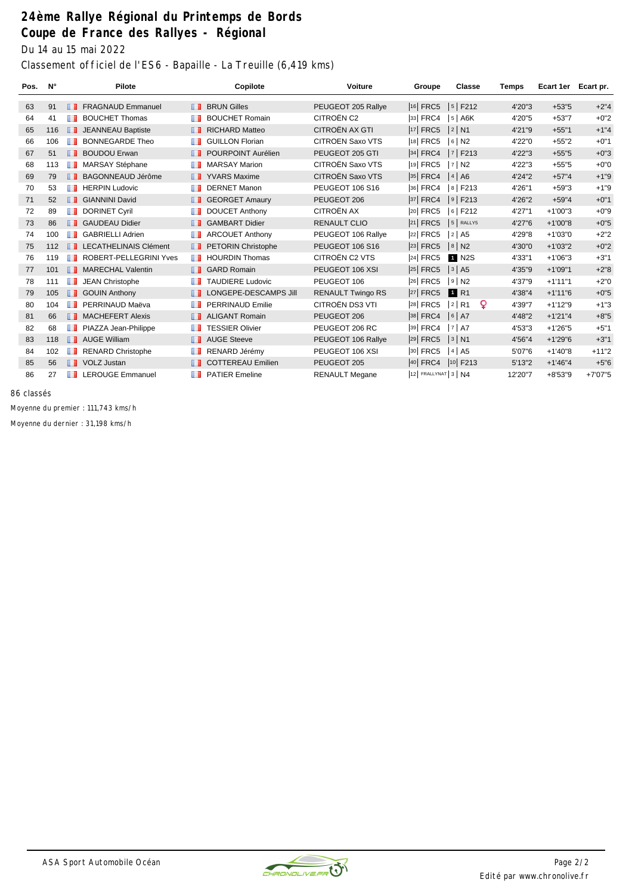# 24ème Rallye Régional du Printemps de Bords
# Coupe de France des Rallyes - Régional

Du 14 au 15 mai 2022

Classement officiel de l'ES6 - Bapaille - La Treuille (6,419 kms)

| Pos. | N° | Pilote | Copilote | Voiture | Groupe | Classe | Temps | Ecart 1er | Ecart pr. |
|---|---|---|---|---|---|---|---|---|---|
| 63 | 91 | FRAGNAUD Emmanuel | BRUN Gilles | PEUGEOT 205 Rallye | 16 FRC5 | 5 F212 | 4'20"3 | +53"5 | +2"4 |
| 64 | 41 | BOUCHET Thomas | BOUCHET Romain | CITROËN C2 | 33 FRC4 | 5 A6K | 4'20"5 | +53"7 | +0"2 |
| 65 | 116 | JEANNEAU Baptiste | RICHARD Matteo | CITROËN AX GTI | 17 FRC5 | 2 N1 | 4'21"9 | +55"1 | +1"4 |
| 66 | 106 | BONNEGARDE Theo | GUILLON Florian | CITROEN Saxo VTS | 18 FRC5 | 6 N2 | 4'22"0 | +55"2 | +0"1 |
| 67 | 51 | BOUDOU Erwan | POURPOINT Aurélien | PEUGEOT 205 GTI | 34 FRC4 | 7 F213 | 4'22"3 | +55"5 | +0"3 |
| 68 | 113 | MARSAY Stéphane | MARSAY Marion | CITROËN Saxo VTS | 19 FRC5 | 7 N2 | 4'22"3 | +55"5 | +0"0 |
| 69 | 79 | BAGONNEAUD Jérôme | YVARS Maxime | CITROËN Saxo VTS | 35 FRC4 | 4 A6 | 4'24"2 | +57"4 | +1"9 |
| 70 | 53 | HERPIN Ludovic | DERNET Manon | PEUGEOT 106 S16 | 36 FRC4 | 8 F213 | 4'26"1 | +59"3 | +1"9 |
| 71 | 52 | GIANNINI David | GEORGET Amaury | PEUGEOT 206 | 37 FRC4 | 9 F213 | 4'26"2 | +59"4 | +0"1 |
| 72 | 89 | DORINET Cyril | DOUCET Anthony | CITROËN AX | 20 FRC5 | 6 F212 | 4'27"1 | +1'00"3 | +0"9 |
| 73 | 86 | GAUDEAU Didier | GAMBART Didier | RENAULT CLIO | 21 FRC5 | 5 RALLY5 | 4'27"6 | +1'00"8 | +0"5 |
| 74 | 100 | GABRIELLI Adrien | ARCOUET Anthony | PEUGEOT 106 Rallye | 22 FRC5 | 2 A5 | 4'29"8 | +1'03"0 | +2"2 |
| 75 | 112 | LECATHELINAIS Clément | PETORIN Christophe | PEUGEOT 106 S16 | 23 FRC5 | 8 N2 | 4'30"0 | +1'03"2 | +0"2 |
| 76 | 119 | ROBERT-PELLEGRINI Yves | HOURDIN Thomas | CITROËN C2 VTS | 24 FRC5 | 1 N2S | 4'33"1 | +1'06"3 | +3"1 |
| 77 | 101 | MARECHAL Valentin | GARD Romain | PEUGEOT 106 XSI | 25 FRC5 | 3 A5 | 4'35"9 | +1'09"1 | +2"8 |
| 78 | 111 | JEAN Christophe | TAUDIERE Ludovic | PEUGEOT 106 | 26 FRC5 | 9 N2 | 4'37"9 | +1'11"1 | +2"0 |
| 79 | 105 | GOUIN Anthony | LONGEPE-DESCAMPS Jill | RENAULT Twingo RS | 27 FRC5 | 1 R1 | 4'38"4 | +1'11"6 | +0"5 |
| 80 | 104 | PERRINAUD Maëva | PERRINAUD Emilie | CITROËN DS3 VTI | 28 FRC5 | 2 R1 ♀ | 4'39"7 | +1'12"9 | +1"3 |
| 81 | 66 | MACHEFERT Alexis | ALIGANT Romain | PEUGEOT 206 | 38 FRC4 | 6 A7 | 4'48"2 | +1'21"4 | +8"5 |
| 82 | 68 | PIAZZA Jean-Philippe | TESSIER Olivier | PEUGEOT 206 RC | 39 FRC4 | 7 A7 | 4'53"3 | +1'26"5 | +5"1 |
| 83 | 118 | AUGE William | AUGE Steeve | PEUGEOT 106 Rallye | 29 FRC5 | 3 N1 | 4'56"4 | +1'29"6 | +3"1 |
| 84 | 102 | RENARD Christophe | RENARD Jérémy | PEUGEOT 106 XSI | 30 FRC5 | 4 A5 | 5'07"6 | +1'40"8 | +11"2 |
| 85 | 56 | VOLZ Justan | COTTEREAU Emilien | PEUGEOT 205 | 40 FRC4 | 10 F213 | 5'13"2 | +1'46"4 | +5"6 |
| 86 | 27 | LEROUGE Emmanuel | PATIER Emeline | RENAULT Megane | 12 FRALLYNAT | 3 N4 | 12'20"7 | +8'53"9 | +7'07"5 |

86 classés

Moyenne du premier : 111,743 kms/h

Moyenne du dernier : 31,198 kms/h

ASA Sport Automobile Océan

Edité par www.chronolive.fr